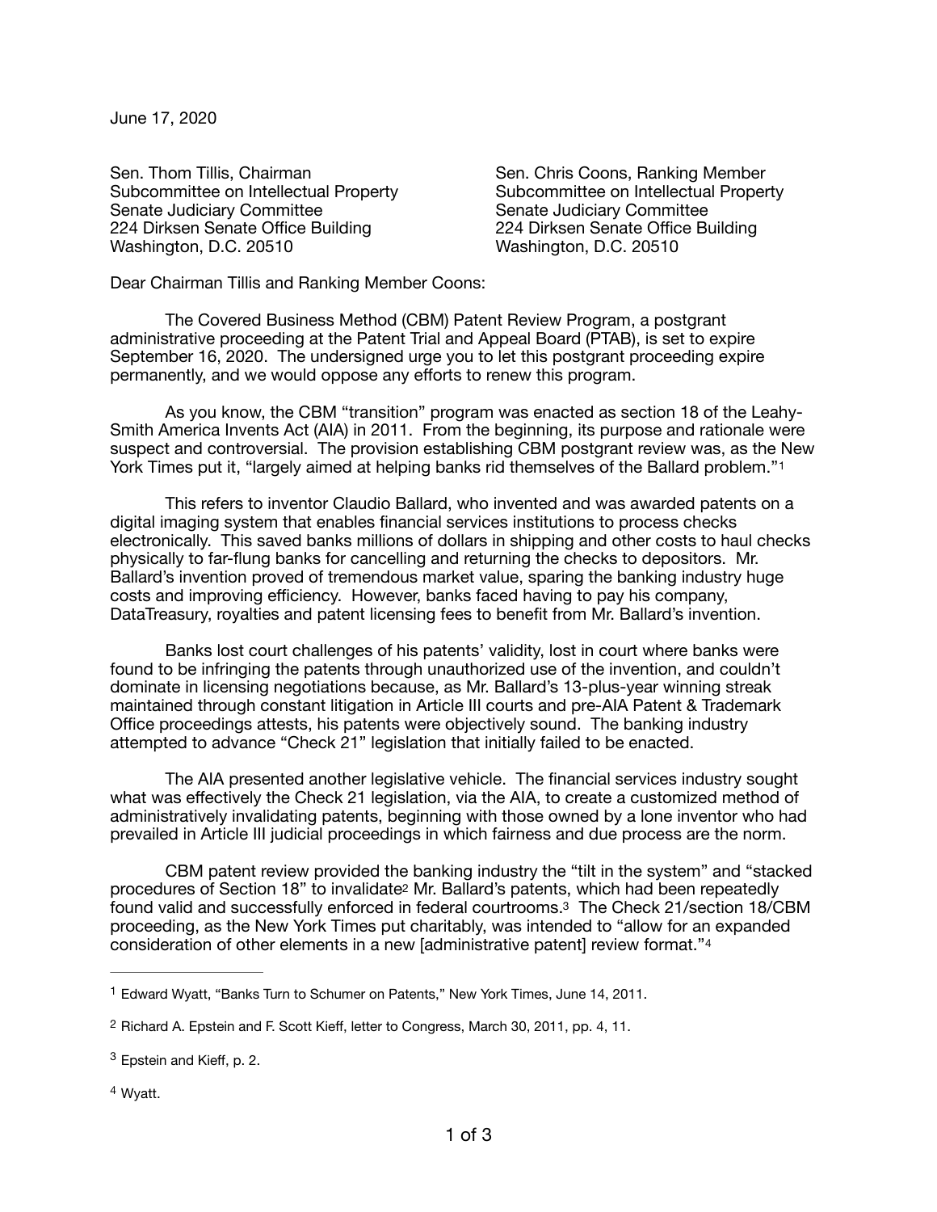June 17, 2020

Sen. Thom Tillis, Chairman
Subcommittee on Intellectual Property
Senate Judiciary Committee
224 Dirksen Senate Office Building
Washington, D.C. 20510

Sen. Chris Coons, Ranking Member
Subcommittee on Intellectual Property
Senate Judiciary Committee
224 Dirksen Senate Office Building
Washington, D.C. 20510

Dear Chairman Tillis and Ranking Member Coons:

The Covered Business Method (CBM) Patent Review Program, a postgrant administrative proceeding at the Patent Trial and Appeal Board (PTAB), is set to expire September 16, 2020. The undersigned urge you to let this postgrant proceeding expire permanently, and we would oppose any efforts to renew this program.

As you know, the CBM "transition" program was enacted as section 18 of the Leahy-Smith America Invents Act (AIA) in 2011. From the beginning, its purpose and rationale were suspect and controversial. The provision establishing CBM postgrant review was, as the New York Times put it, "largely aimed at helping banks rid themselves of the Ballard problem."[1]

This refers to inventor Claudio Ballard, who invented and was awarded patents on a digital imaging system that enables financial services institutions to process checks electronically. This saved banks millions of dollars in shipping and other costs to haul checks physically to far-flung banks for cancelling and returning the checks to depositors. Mr. Ballard's invention proved of tremendous market value, sparing the banking industry huge costs and improving efficiency. However, banks faced having to pay his company, DataTreasury, royalties and patent licensing fees to benefit from Mr. Ballard's invention.

Banks lost court challenges of his patents' validity, lost in court where banks were found to be infringing the patents through unauthorized use of the invention, and couldn't dominate in licensing negotiations because, as Mr. Ballard's 13-plus-year winning streak maintained through constant litigation in Article III courts and pre-AIA Patent & Trademark Office proceedings attests, his patents were objectively sound. The banking industry attempted to advance "Check 21" legislation that initially failed to be enacted.

The AIA presented another legislative vehicle. The financial services industry sought what was effectively the Check 21 legislation, via the AIA, to create a customized method of administratively invalidating patents, beginning with those owned by a lone inventor who had prevailed in Article III judicial proceedings in which fairness and due process are the norm.

CBM patent review provided the banking industry the "tilt in the system" and "stacked procedures of Section 18" to invalidate[2] Mr. Ballard's patents, which had been repeatedly found valid and successfully enforced in federal courtrooms.[3] The Check 21/section 18/CBM proceeding, as the New York Times put charitably, was intended to "allow for an expanded consideration of other elements in a new [administrative patent] review format."[4]

---

[1] Edward Wyatt, "Banks Turn to Schumer on Patents," New York Times, June 14, 2011.

[2] Richard A. Epstein and F. Scott Kieff, letter to Congress, March 30, 2011, pp. 4, 11.

[3] Epstein and Kieff, p. 2.

[4] Wyatt.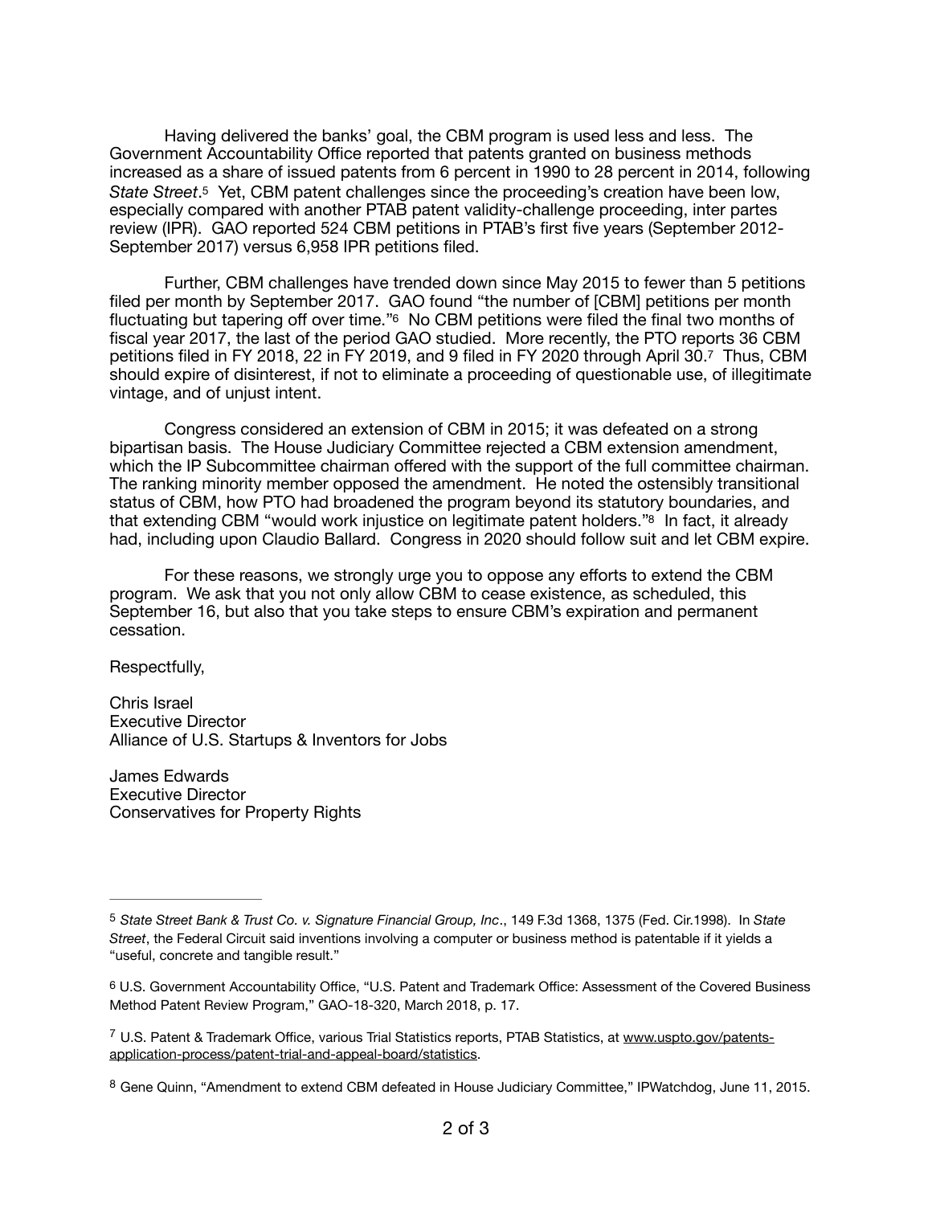Having delivered the banks' goal, the CBM program is used less and less. The Government Accountability Office reported that patents granted on business methods increased as a share of issued patents from 6 percent in 1990 to 28 percent in 2014, following *State Street*.[5] Yet, CBM patent challenges since the proceeding's creation have been low, especially compared with another PTAB patent validity-challenge proceeding, inter partes review (IPR). GAO reported 524 CBM petitions in PTAB's first five years (September 2012-September 2017) versus 6,958 IPR petitions filed.

Further, CBM challenges have trended down since May 2015 to fewer than 5 petitions filed per month by September 2017. GAO found "the number of [CBM] petitions per month fluctuating but tapering off over time."[6] No CBM petitions were filed the final two months of fiscal year 2017, the last of the period GAO studied. More recently, the PTO reports 36 CBM petitions filed in FY 2018, 22 in FY 2019, and 9 filed in FY 2020 through April 30.[7] Thus, CBM should expire of disinterest, if not to eliminate a proceeding of questionable use, of illegitimate vintage, and of unjust intent.

Congress considered an extension of CBM in 2015; it was defeated on a strong bipartisan basis. The House Judiciary Committee rejected a CBM extension amendment, which the IP Subcommittee chairman offered with the support of the full committee chairman. The ranking minority member opposed the amendment. He noted the ostensibly transitional status of CBM, how PTO had broadened the program beyond its statutory boundaries, and that extending CBM "would work injustice on legitimate patent holders."[8] In fact, it already had, including upon Claudio Ballard. Congress in 2020 should follow suit and let CBM expire.

For these reasons, we strongly urge you to oppose any efforts to extend the CBM program. We ask that you not only allow CBM to cease existence, as scheduled, this September 16, but also that you take steps to ensure CBM's expiration and permanent cessation.

Respectfully,

Chris Israel
Executive Director
Alliance of U.S. Startups & Inventors for Jobs

James Edwards
Executive Director
Conservatives for Property Rights

---

[5] *State Street Bank & Trust Co. v. Signature Financial Group, Inc*., 149 F.3d 1368, 1375 (Fed. Cir.1998). In *State Street*, the Federal Circuit said inventions involving a computer or business method is patentable if it yields a "useful, concrete and tangible result."

[6] U.S. Government Accountability Office, "U.S. Patent and Trademark Office: Assessment of the Covered Business Method Patent Review Program," GAO-18-320, March 2018, p. 17.

[7] U.S. Patent & Trademark Office, various Trial Statistics reports, PTAB Statistics, at www.uspto.gov/patents-application-process/patent-trial-and-appeal-board/statistics.

[8] Gene Quinn, "Amendment to extend CBM defeated in House Judiciary Committee," IPWatchdog, June 11, 2015.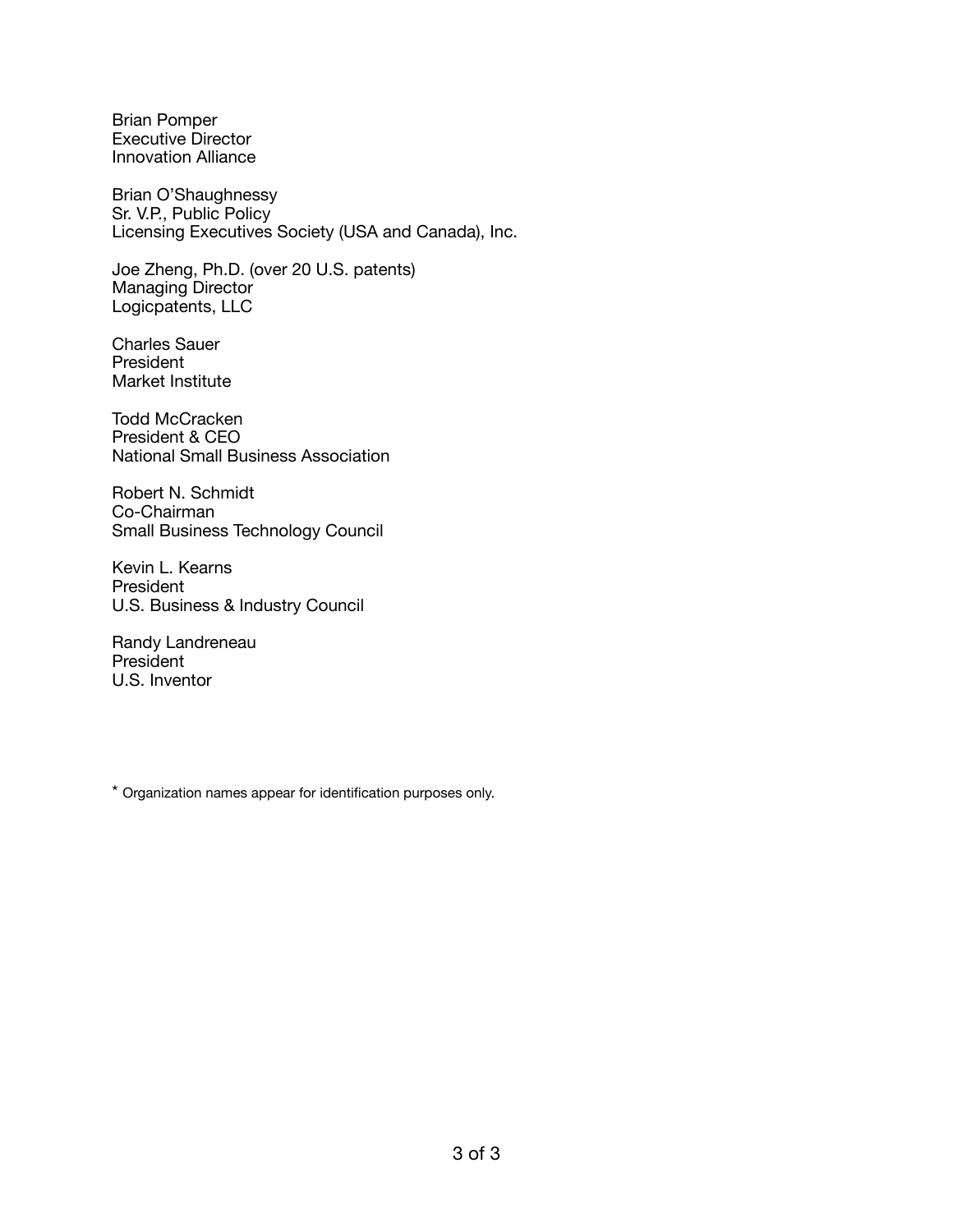Brian Pomper  
Executive Director  
Innovation Alliance

Brian O'Shaughnessy  
Sr. V.P., Public Policy  
Licensing Executives Society (USA and Canada), Inc.

Joe Zheng, Ph.D. (over 20 U.S. patents)  
Managing Director  
Logicpatents, LLC

Charles Sauer  
President  
Market Institute

Todd McCracken  
President & CEO  
National Small Business Association

Robert N. Schmidt  
Co-Chairman  
Small Business Technology Council

Kevin L. Kearns  
President  
U.S. Business & Industry Council

Randy Landreneau  
President  
U.S. Inventor

* Organization names appear for identification purposes only.